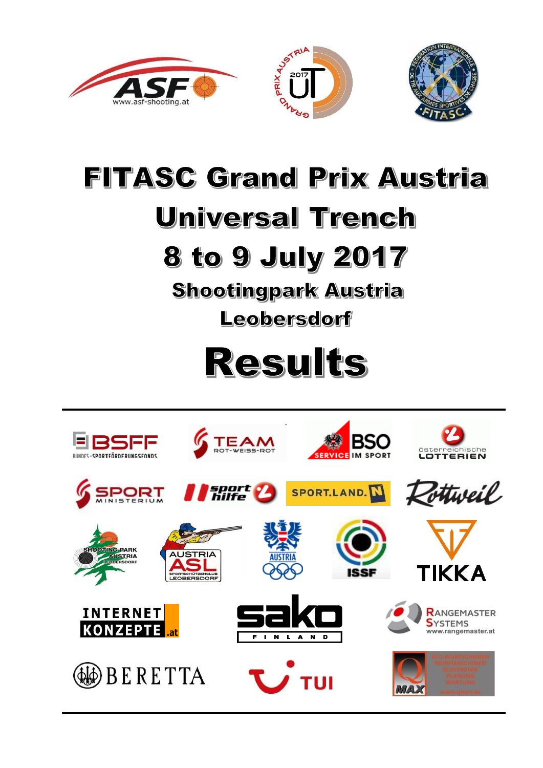# FITASC Grand Prix Austria

# Universal Trench

# 8 to 9 July 2017

## Shootingpark Austria

## Leobersdorf

# Results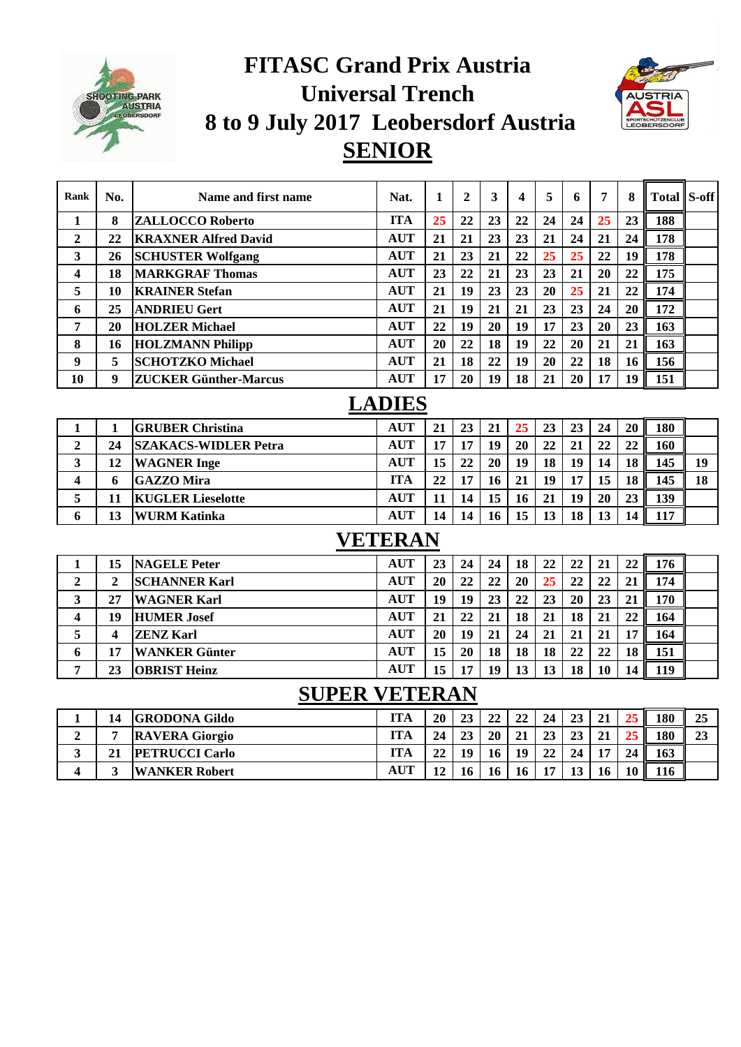# FITASC Grand Prix Austria

## Universal Trench

## 8 to 9 July 2017 Leobersdorf Austria

## SENIOR

| Rank | No. | Name and first name | Nat. | 1 | 2 | 3 | 4 | 5 | 6 | 7 | 8 | Total | S-off |
|---|---|---|---|---|---|---|---|---|---|---|---|---|---|
| 1 | 8 | ZALLOCCO Roberto | ITA | 25 | 22 | 23 | 22 | 24 | 24 | 25 | 23 | 188 | |
| 2 | 22 | KRAXNER Alfred David | AUT | 21 | 21 | 23 | 23 | 21 | 24 | 21 | 24 | 178 | |
| 3 | 26 | SCHUSTER Wolfgang | AUT | 21 | 23 | 21 | 22 | 25 | 25 | 22 | 19 | 178 | |
| 4 | 18 | MARKGRAF Thomas | AUT | 23 | 22 | 21 | 23 | 23 | 21 | 20 | 22 | 175 | |
| 5 | 10 | KRAINER Stefan | AUT | 21 | 19 | 23 | 23 | 20 | 25 | 21 | 22 | 174 | |
| 6 | 25 | ANDRIEU Gert | AUT | 21 | 19 | 21 | 21 | 23 | 23 | 24 | 20 | 172 | |
| 7 | 20 | HOLZER Michael | AUT | 22 | 19 | 20 | 19 | 17 | 23 | 20 | 23 | 163 | |
| 8 | 16 | HOLZMANN Philipp | AUT | 20 | 22 | 18 | 19 | 22 | 20 | 21 | 21 | 163 | |
| 9 | 5 | SCHOTZKO Michael | AUT | 21 | 18 | 22 | 19 | 20 | 22 | 18 | 16 | 156 | |
| 10 | 9 | ZUCKER Günther-Marcus | AUT | 17 | 20 | 19 | 18 | 21 | 20 | 17 | 19 | 151 | |

## LADIES

| Rank | No. | Name and first name | Nat. | 1 | 2 | 3 | 4 | 5 | 6 | 7 | 8 | Total | S-off |
|---|---|---|---|---|---|---|---|---|---|---|---|---|---|
| 1 | 1 | GRUBER Christina | AUT | 21 | 23 | 21 | 25 | 23 | 23 | 24 | 20 | 180 | |
| 2 | 24 | SZAKACS-WIDLER Petra | AUT | 17 | 17 | 19 | 20 | 22 | 21 | 22 | 22 | 160 | |
| 3 | 12 | WAGNER Inge | AUT | 15 | 22 | 20 | 19 | 18 | 19 | 14 | 18 | 145 | 19 |
| 4 | 6 | GAZZO Mira | ITA | 22 | 17 | 16 | 21 | 19 | 17 | 15 | 18 | 145 | 18 |
| 5 | 11 | KUGLER Lieselotte | AUT | 11 | 14 | 15 | 16 | 21 | 19 | 20 | 23 | 139 | |
| 6 | 13 | WURM Katinka | AUT | 14 | 14 | 16 | 15 | 13 | 18 | 13 | 14 | 117 | |

## VETERAN

| Rank | No. | Name and first name | Nat. | 1 | 2 | 3 | 4 | 5 | 6 | 7 | 8 | Total | S-off |
|---|---|---|---|---|---|---|---|---|---|---|---|---|---|
| 1 | 15 | NAGELE Peter | AUT | 23 | 24 | 24 | 18 | 22 | 22 | 21 | 22 | 176 | |
| 2 | 2 | SCHANNER Karl | AUT | 20 | 22 | 22 | 20 | 25 | 22 | 22 | 21 | 174 | |
| 3 | 27 | WAGNER Karl | AUT | 19 | 19 | 23 | 22 | 23 | 20 | 23 | 21 | 170 | |
| 4 | 19 | HUMER Josef | AUT | 21 | 22 | 21 | 18 | 21 | 18 | 21 | 22 | 164 | |
| 5 | 4 | ZENZ Karl | AUT | 20 | 19 | 21 | 24 | 21 | 21 | 21 | 17 | 164 | |
| 6 | 17 | WANKER Günter | AUT | 15 | 20 | 18 | 18 | 18 | 22 | 22 | 18 | 151 | |
| 7 | 23 | OBRIST Heinz | AUT | 15 | 17 | 19 | 13 | 13 | 18 | 10 | 14 | 119 | |

## SUPER VETERAN

| Rank | No. | Name and first name | Nat. | 1 | 2 | 3 | 4 | 5 | 6 | 7 | 8 | Total | S-off |
|---|---|---|---|---|---|---|---|---|---|---|---|---|---|
| 1 | 14 | GRODONA Gildo | ITA | 20 | 23 | 22 | 22 | 24 | 23 | 21 | 25 | 180 | 25 |
| 2 | 7 | RAVERA Giorgio | ITA | 24 | 23 | 20 | 21 | 23 | 23 | 21 | 25 | 180 | 23 |
| 3 | 21 | PETRUCCI Carlo | ITA | 22 | 19 | 16 | 19 | 22 | 24 | 17 | 24 | 163 | |
| 4 | 3 | WANKER Robert | AUT | 12 | 16 | 16 | 16 | 17 | 13 | 16 | 10 | 116 | |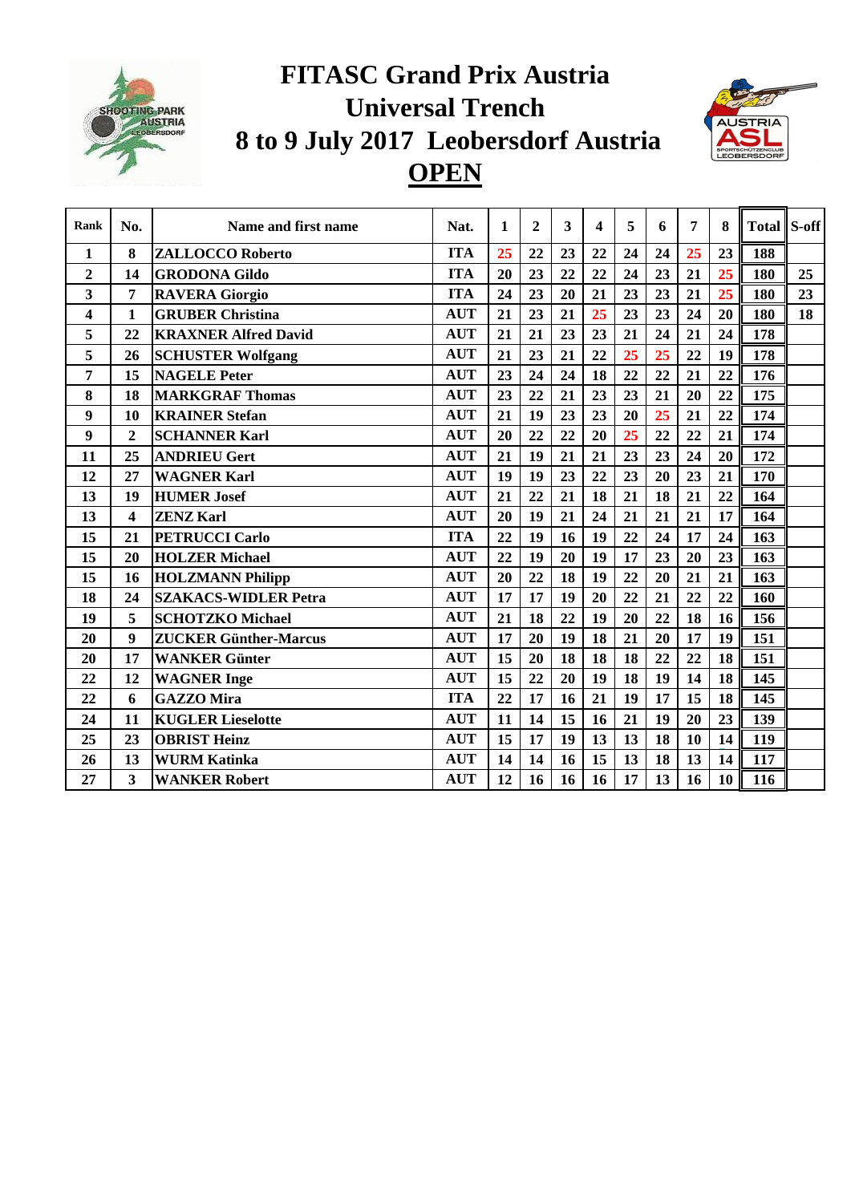# FITASC Grand Prix Austria
## Universal Trench
## 8 to 9 July 2017 Leobersdorf Austria
## OPEN

| Rank | No. | Name and first name | Nat. | 1 | 2 | 3 | 4 | 5 | 6 | 7 | 8 | Total | S-off |
|---|---|---|---|---|---|---|---|---|---|---|---|---|---|
| 1 | 8 | ZALLOCCO Roberto | ITA | 25 | 22 | 23 | 22 | 24 | 24 | 25 | 23 | 188 | |
| 2 | 14 | GRODONA Gildo | ITA | 20 | 23 | 22 | 22 | 24 | 23 | 21 | 25 | 180 | 25 |
| 3 | 7 | RAVERA Giorgio | ITA | 24 | 23 | 20 | 21 | 23 | 23 | 21 | 25 | 180 | 23 |
| 4 | 1 | GRUBER Christina | AUT | 21 | 23 | 21 | 25 | 23 | 23 | 24 | 20 | 180 | 18 |
| 5 | 22 | KRAXNER Alfred David | AUT | 21 | 21 | 23 | 23 | 21 | 24 | 21 | 24 | 178 | |
| 5 | 26 | SCHUSTER Wolfgang | AUT | 21 | 23 | 21 | 22 | 25 | 25 | 22 | 19 | 178 | |
| 7 | 15 | NAGELE Peter | AUT | 23 | 24 | 24 | 18 | 22 | 22 | 21 | 22 | 176 | |
| 8 | 18 | MARKGRAF Thomas | AUT | 23 | 22 | 21 | 23 | 23 | 21 | 20 | 22 | 175 | |
| 9 | 10 | KRAINER Stefan | AUT | 21 | 19 | 23 | 23 | 20 | 25 | 21 | 22 | 174 | |
| 9 | 2 | SCHANNER Karl | AUT | 20 | 22 | 22 | 20 | 25 | 22 | 22 | 21 | 174 | |
| 11 | 25 | ANDRIEU Gert | AUT | 21 | 19 | 21 | 21 | 23 | 23 | 24 | 20 | 172 | |
| 12 | 27 | WAGNER Karl | AUT | 19 | 19 | 23 | 22 | 23 | 20 | 23 | 21 | 170 | |
| 13 | 19 | HUMER Josef | AUT | 21 | 22 | 21 | 18 | 21 | 18 | 21 | 22 | 164 | |
| 13 | 4 | ZENZ Karl | AUT | 20 | 19 | 21 | 24 | 21 | 21 | 21 | 17 | 164 | |
| 15 | 21 | PETRUCCI Carlo | ITA | 22 | 19 | 16 | 19 | 22 | 24 | 17 | 24 | 163 | |
| 15 | 20 | HOLZER Michael | AUT | 22 | 19 | 20 | 19 | 17 | 23 | 20 | 23 | 163 | |
| 15 | 16 | HOLZMANN Philipp | AUT | 20 | 22 | 18 | 19 | 22 | 20 | 21 | 21 | 163 | |
| 18 | 24 | SZAKACS-WIDLER Petra | AUT | 17 | 17 | 19 | 20 | 22 | 21 | 22 | 22 | 160 | |
| 19 | 5 | SCHOTZKO Michael | AUT | 21 | 18 | 22 | 19 | 20 | 22 | 18 | 16 | 156 | |
| 20 | 9 | ZUCKER Günther-Marcus | AUT | 17 | 20 | 19 | 18 | 21 | 20 | 17 | 19 | 151 | |
| 20 | 17 | WANKER Günter | AUT | 15 | 20 | 18 | 18 | 18 | 22 | 22 | 18 | 151 | |
| 22 | 12 | WAGNER Inge | AUT | 15 | 22 | 20 | 19 | 18 | 19 | 14 | 18 | 145 | |
| 22 | 6 | GAZZO Mira | ITA | 22 | 17 | 16 | 21 | 19 | 17 | 15 | 18 | 145 | |
| 24 | 11 | KUGLER Lieselotte | AUT | 11 | 14 | 15 | 16 | 21 | 19 | 20 | 23 | 139 | |
| 25 | 23 | OBRIST Heinz | AUT | 15 | 17 | 19 | 13 | 13 | 18 | 10 | 14 | 119 | |
| 26 | 13 | WURM Katinka | AUT | 14 | 14 | 16 | 15 | 13 | 18 | 13 | 14 | 117 | |
| 27 | 3 | WANKER Robert | AUT | 12 | 16 | 16 | 16 | 17 | 13 | 16 | 10 | 116 | |